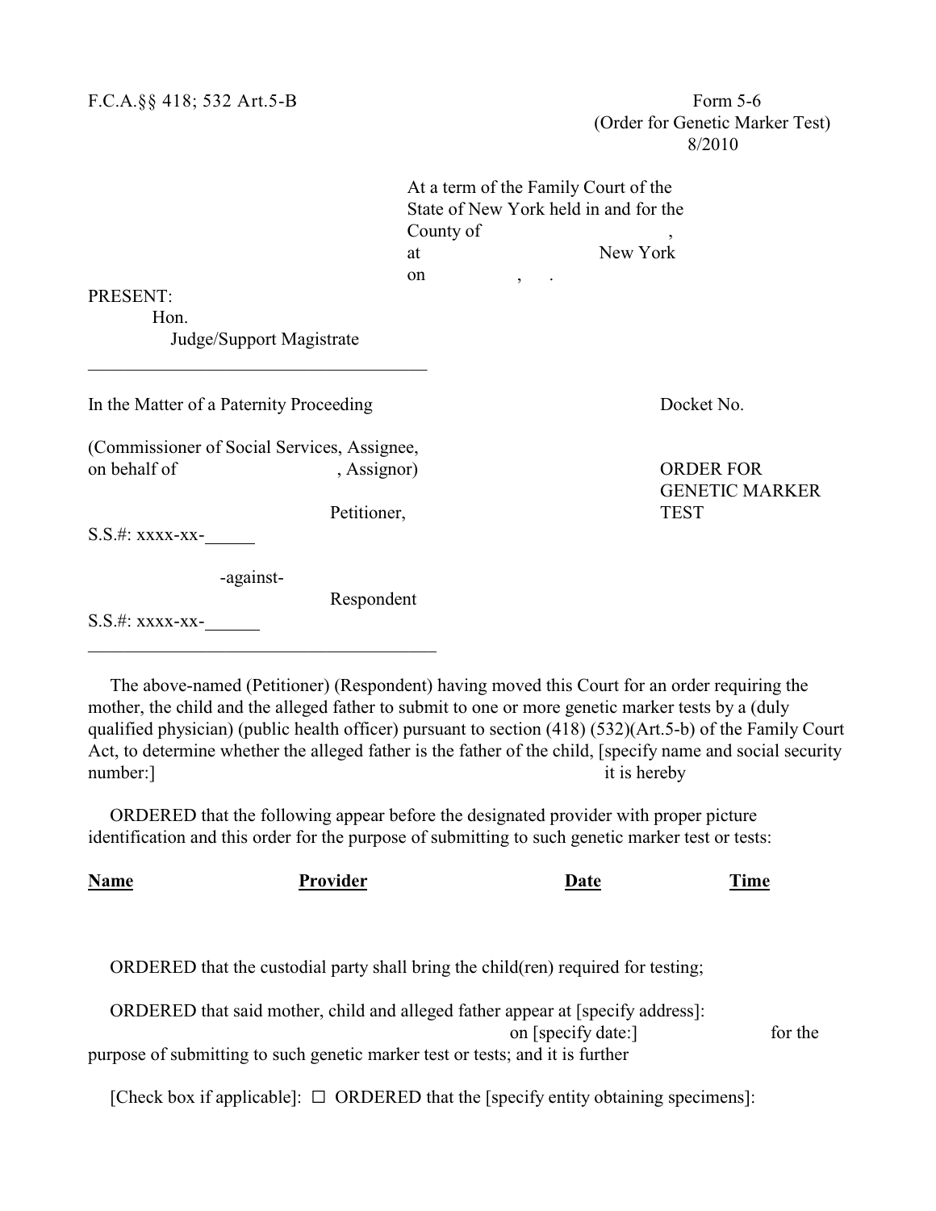F.C.A.§§ 418; 532 Art.5-B

Form 5-6
(Order for Genetic Marker Test)
8/2010

At a term of the Family Court of the State of New York held in and for the County of ,
at New York
on , .

PRESENT:

Hon.
Judge/Support Magistrate

---

In the Matter of a Paternity Proceeding

Docket No.

(Commissioner of Social Services, Assignee, on behalf of , Assignor)

Petitioner,

S.S.#: xxxx-xx-______

-against-

Respondent

S.S.#: xxxx-xx-______

---

**ORDER FOR GENETIC MARKER TEST**

The above-named (Petitioner) (Respondent) having moved this Court for an order requiring the mother, the child and the alleged father to submit to one or more genetic marker tests by a (duly qualified physician) (public health officer) pursuant to section (418) (532)(Art.5-b) of the Family Court Act, to determine whether the alleged father is the father of the child, [specify name and social security number:] it is hereby

ORDERED that the following appear before the designated provider with proper picture identification and this order for the purpose of submitting to such genetic marker test or tests:

| **Name** | **Provider** | **Date** | **Time** |
|---|---|---|---|
| | | | |

ORDERED that the custodial party shall bring the child(ren) required for testing;

ORDERED that said mother, child and alleged father appear at [specify address]: on [specify date:] for the purpose of submitting to such genetic marker test or tests; and it is further

[Check box if applicable]: ☐ ORDERED that the [specify entity obtaining specimens]: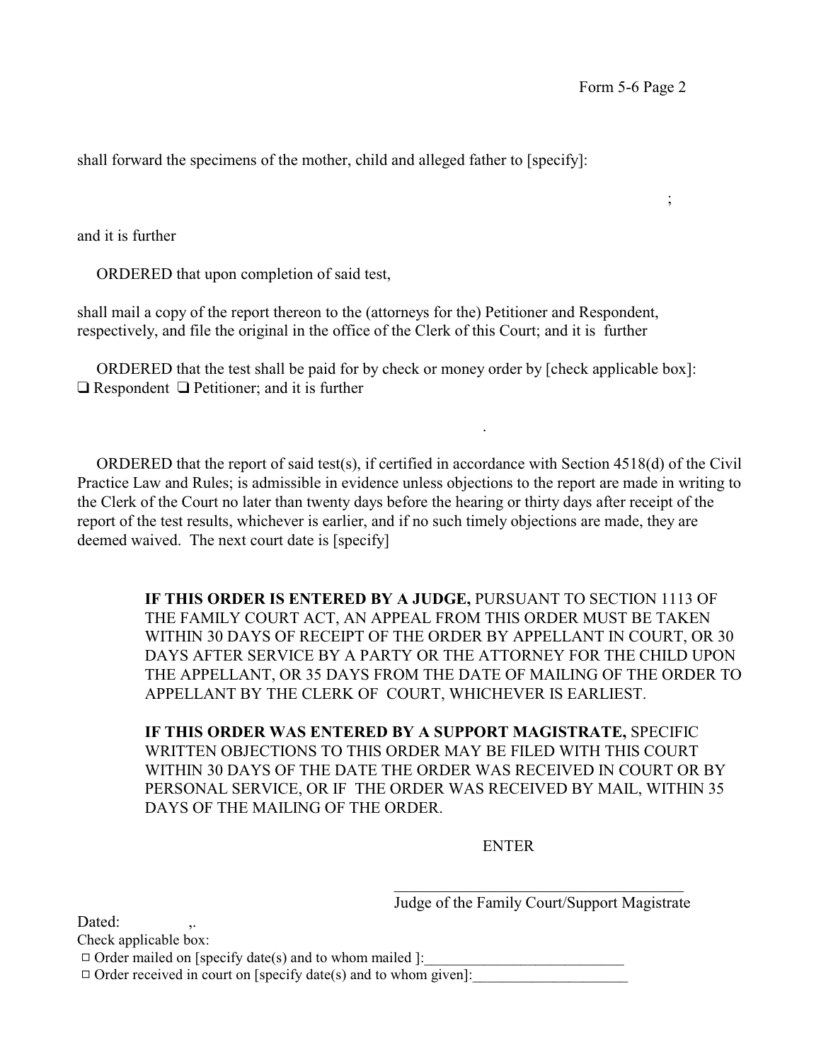shall forward the specimens of the mother, child and alleged father to [specify]:

;

and it is further

ORDERED that upon completion of said test,

shall mail a copy of the report thereon to the (attorneys for the) Petitioner and Respondent, respectively, and file the original in the office of the Clerk of this Court; and it is further

ORDERED that the test shall be paid for by check or money order by [check applicable box]:
❑ Respondent ❑ Petitioner; and it is further

.

ORDERED that the report of said test(s), if certified in accordance with Section 4518(d) of the Civil Practice Law and Rules; is admissible in evidence unless objections to the report are made in writing to the Clerk of the Court no later than twenty days before the hearing or thirty days after receipt of the report of the test results, whichever is earlier, and if no such timely objections are made, they are deemed waived. The next court date is [specify]

**IF THIS ORDER IS ENTERED BY A JUDGE,** PURSUANT TO SECTION 1113 OF THE FAMILY COURT ACT, AN APPEAL FROM THIS ORDER MUST BE TAKEN WITHIN 30 DAYS OF RECEIPT OF THE ORDER BY APPELLANT IN COURT, OR 30 DAYS AFTER SERVICE BY A PARTY OR THE ATTORNEY FOR THE CHILD UPON THE APPELLANT, OR 35 DAYS FROM THE DATE OF MAILING OF THE ORDER TO APPELLANT BY THE CLERK OF COURT, WHICHEVER IS EARLIEST.

**IF THIS ORDER WAS ENTERED BY A SUPPORT MAGISTRATE,** SPECIFIC WRITTEN OBJECTIONS TO THIS ORDER MAY BE FILED WITH THIS COURT WITHIN 30 DAYS OF THE DATE THE ORDER WAS RECEIVED IN COURT OR BY PERSONAL SERVICE, OR IF THE ORDER WAS RECEIVED BY MAIL, WITHIN 35 DAYS OF THE MAILING OF THE ORDER.

ENTER

\_\_\_\_\_\_\_\_\_\_\_\_\_\_\_\_\_\_\_\_\_\_\_\_\_\_\_\_\_\_\_\_\_\_\_\_\_\_
Judge of the Family Court/Support Magistrate

Dated: ,.

Check applicable box:

□ Order mailed on [specify date(s) and to whom mailed ]:\_\_\_\_\_\_\_\_\_\_\_\_\_\_\_\_\_\_\_\_\_\_\_\_\_\_\_

□ Order received in court on [specify date(s) and to whom given]:\_\_\_\_\_\_\_\_\_\_\_\_\_\_\_\_\_\_\_\_\_\_